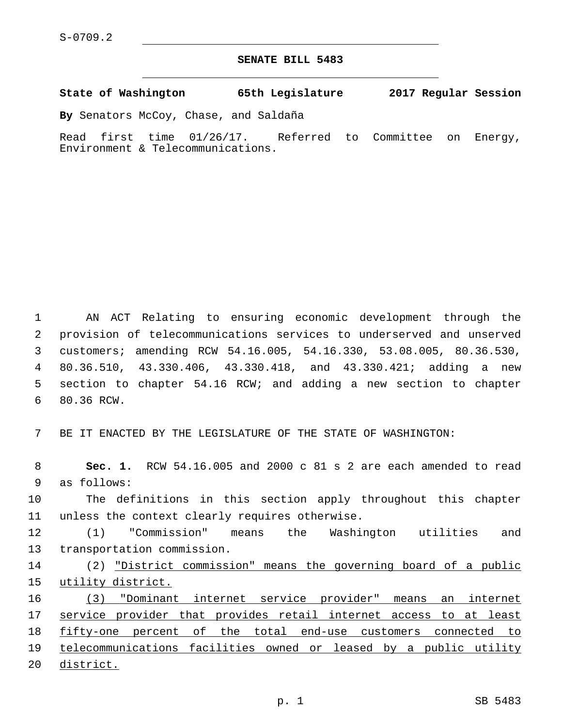S-0709.2

# SENATE BILL 5483

**State of Washington 65th Legislature 2017 Regular Session**

**By** Senators McCoy, Chase, and Saldaña

Read first time 01/26/17. Referred to Committee on Energy, Environment & Telecommunications.

AN ACT Relating to ensuring economic development through the provision of telecommunications services to underserved and unserved customers; amending RCW 54.16.005, 54.16.330, 53.08.005, 80.36.530, 80.36.510, 43.330.406, 43.330.418, and 43.330.421; adding a new section to chapter 54.16 RCW; and adding a new section to chapter 80.36 RCW.

BE IT ENACTED BY THE LEGISLATURE OF THE STATE OF WASHINGTON:

**Sec. 1.** RCW 54.16.005 and 2000 c 81 s 2 are each amended to read as follows:

The definitions in this section apply throughout this chapter unless the context clearly requires otherwise.

(1) "Commission" means the Washington utilities and transportation commission.

(2) <u>"District commission" means the governing board of a public utility district.</u>

<u>(3) "Dominant internet service provider" means an internet service provider that provides retail internet access to at least fifty-one percent of the total end-use customers connected to telecommunications facilities owned or leased by a public utility district.</u>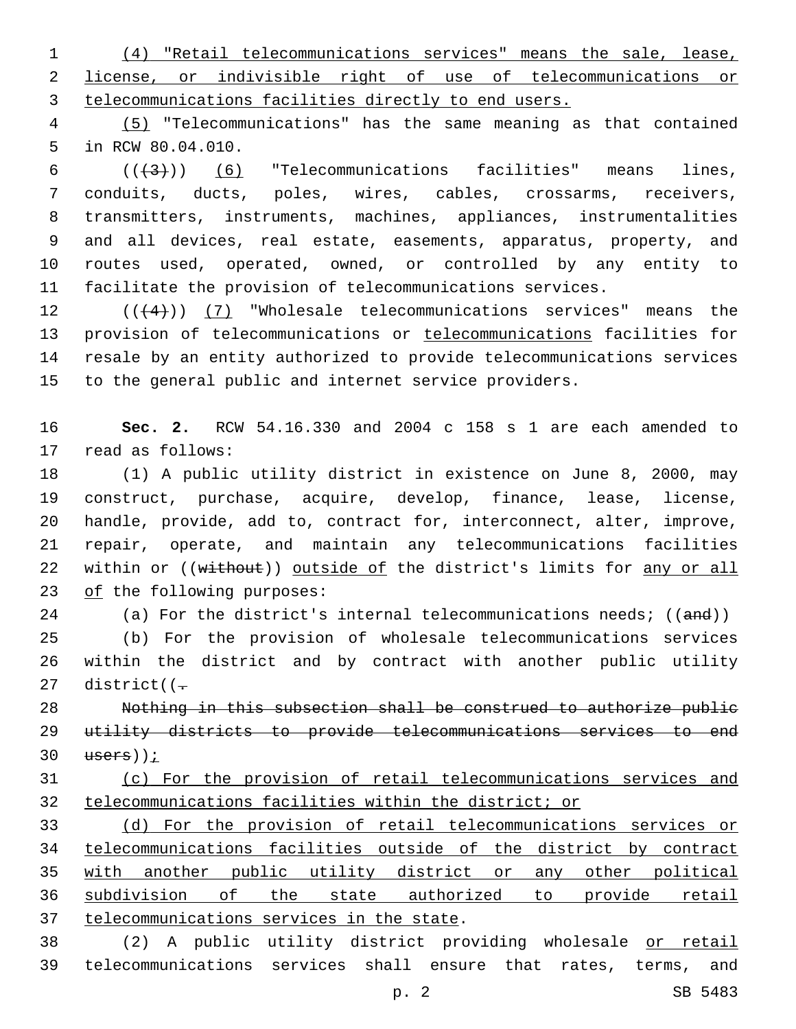(4) "Retail telecommunications services" means the sale, lease, license, or indivisible right of use of telecommunications or telecommunications facilities directly to end users.

(5) "Telecommunications" has the same meaning as that contained in RCW 80.04.010.

((~~(3)~~)) (6) "Telecommunications facilities" means lines, conduits, ducts, poles, wires, cables, crossarms, receivers, transmitters, instruments, machines, appliances, instrumentalities and all devices, real estate, easements, apparatus, property, and routes used, operated, owned, or controlled by any entity to facilitate the provision of telecommunications services.

((~~(4)~~)) (7) "Wholesale telecommunications services" means the provision of telecommunications or telecommunications facilities for resale by an entity authorized to provide telecommunications services to the general public and internet service providers.

**Sec. 2.** RCW 54.16.330 and 2004 c 158 s 1 are each amended to read as follows:

(1) A public utility district in existence on June 8, 2000, may construct, purchase, acquire, develop, finance, lease, license, handle, provide, add to, contract for, interconnect, alter, improve, repair, operate, and maintain any telecommunications facilities within or ((~~without~~)) outside of the district's limits for any or all of the following purposes:

(a) For the district's internal telecommunications needs; ((~~and~~))

(b) For the provision of wholesale telecommunications services within the district and by contract with another public utility district((~~.~~

~~Nothing in this subsection shall be construed to authorize public utility districts to provide telecommunications services to end users~~));

(c) For the provision of retail telecommunications services and telecommunications facilities within the district; or

(d) For the provision of retail telecommunications services or telecommunications facilities outside of the district by contract with another public utility district or any other political subdivision of the state authorized to provide retail telecommunications services in the state.

(2) A public utility district providing wholesale or retail telecommunications services shall ensure that rates, terms, and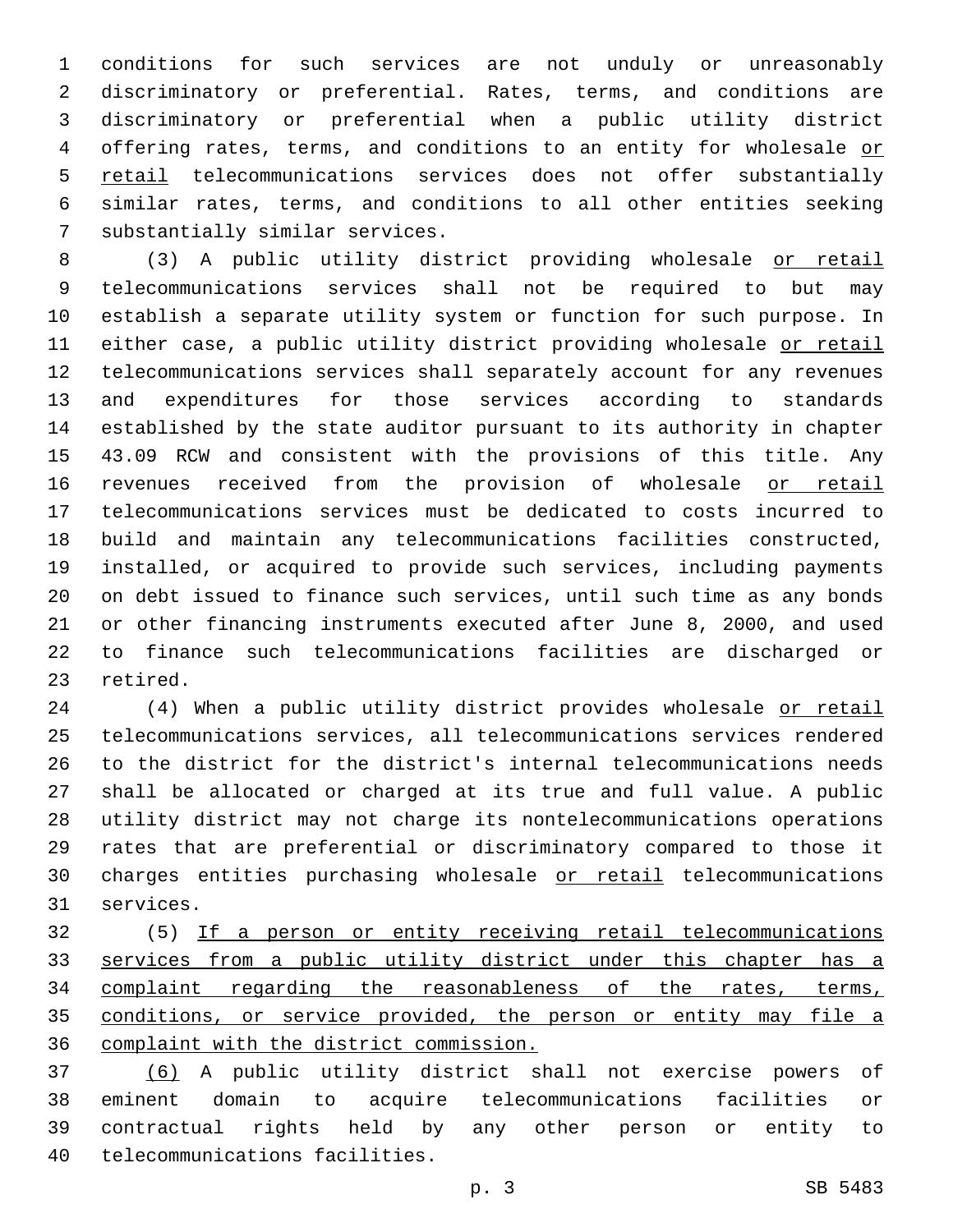conditions for such services are not unduly or unreasonably discriminatory or preferential. Rates, terms, and conditions are discriminatory or preferential when a public utility district offering rates, terms, and conditions to an entity for wholesale <u>or retail</u> telecommunications services does not offer substantially similar rates, terms, and conditions to all other entities seeking substantially similar services.

(3) A public utility district providing wholesale <u>or retail</u> telecommunications services shall not be required to but may establish a separate utility system or function for such purpose. In either case, a public utility district providing wholesale <u>or retail</u> telecommunications services shall separately account for any revenues and expenditures for those services according to standards established by the state auditor pursuant to its authority in chapter 43.09 RCW and consistent with the provisions of this title. Any revenues received from the provision of wholesale <u>or retail</u> telecommunications services must be dedicated to costs incurred to build and maintain any telecommunications facilities constructed, installed, or acquired to provide such services, including payments on debt issued to finance such services, until such time as any bonds or other financing instruments executed after June 8, 2000, and used to finance such telecommunications facilities are discharged or retired.

(4) When a public utility district provides wholesale <u>or retail</u> telecommunications services, all telecommunications services rendered to the district for the district's internal telecommunications needs shall be allocated or charged at its true and full value. A public utility district may not charge its nontelecommunications operations rates that are preferential or discriminatory compared to those it charges entities purchasing wholesale <u>or retail</u> telecommunications services.

(5) <u>If a person or entity receiving retail telecommunications services from a public utility district under this chapter has a complaint regarding the reasonableness of the rates, terms, conditions, or service provided, the person or entity may file a complaint with the district commission.</u>

<u>(6)</u> A public utility district shall not exercise powers of eminent domain to acquire telecommunications facilities or contractual rights held by any other person or entity to telecommunications facilities.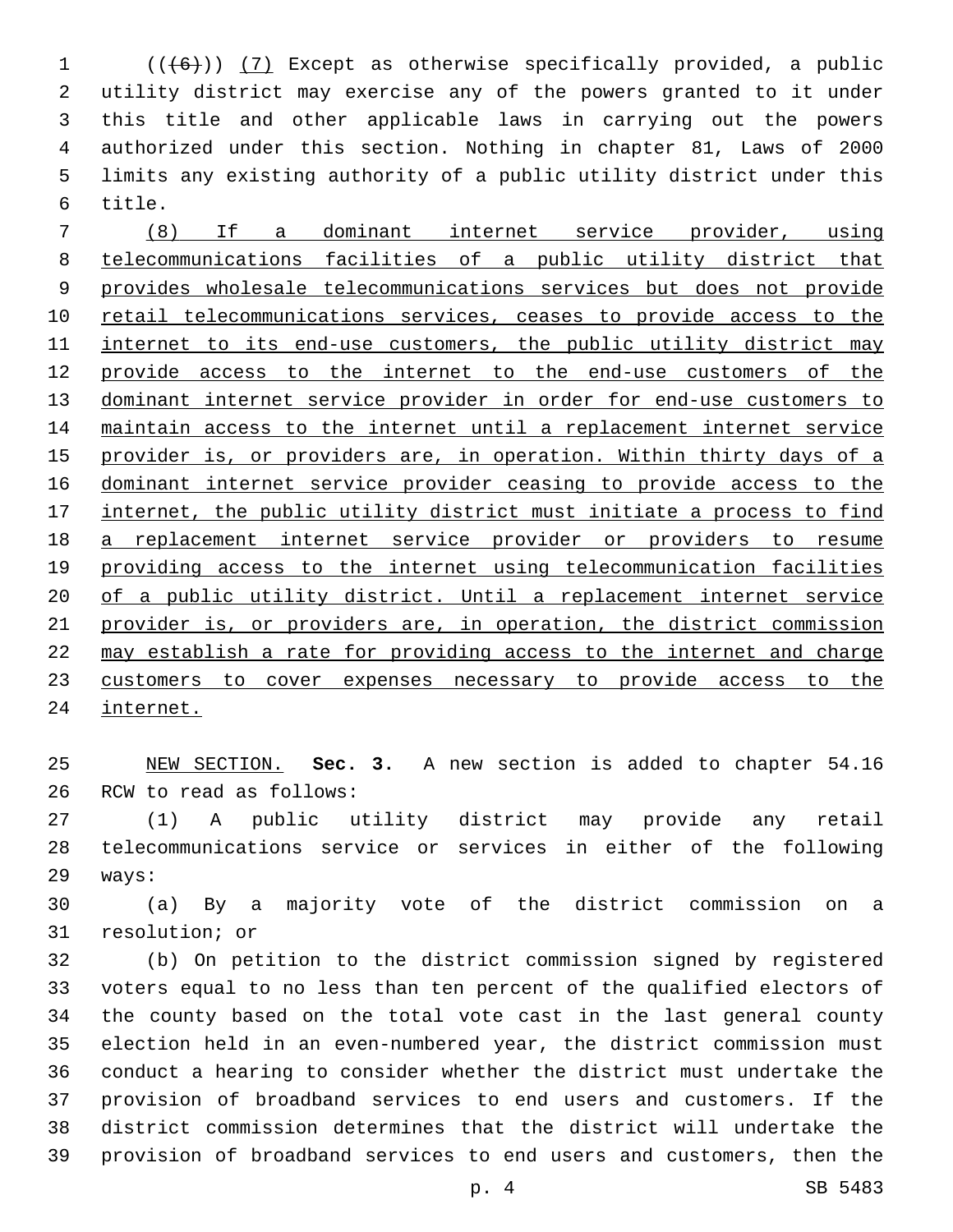((~~(6)~~)) <u>(7)</u> Except as otherwise specifically provided, a public utility district may exercise any of the powers granted to it under this title and other applicable laws in carrying out the powers authorized under this section. Nothing in chapter 81, Laws of 2000 limits any existing authority of a public utility district under this title.

<u>(8) If a dominant internet service provider, using telecommunications facilities of a public utility district that provides wholesale telecommunications services but does not provide retail telecommunications services, ceases to provide access to the internet to its end-use customers, the public utility district may provide access to the internet to the end-use customers of the dominant internet service provider in order for end-use customers to maintain access to the internet until a replacement internet service provider is, or providers are, in operation. Within thirty days of a dominant internet service provider ceasing to provide access to the internet, the public utility district must initiate a process to find a replacement internet service provider or providers to resume providing access to the internet using telecommunication facilities of a public utility district. Until a replacement internet service provider is, or providers are, in operation, the district commission may establish a rate for providing access to the internet and charge customers to cover expenses necessary to provide access to the internet.</u>

<u>NEW SECTION.</u> **Sec. 3.** A new section is added to chapter 54.16 RCW to read as follows:

(1) A public utility district may provide any retail telecommunications service or services in either of the following ways:

(a) By a majority vote of the district commission on a resolution; or

(b) On petition to the district commission signed by registered voters equal to no less than ten percent of the qualified electors of the county based on the total vote cast in the last general county election held in an even-numbered year, the district commission must conduct a hearing to consider whether the district must undertake the provision of broadband services to end users and customers. If the district commission determines that the district will undertake the provision of broadband services to end users and customers, then the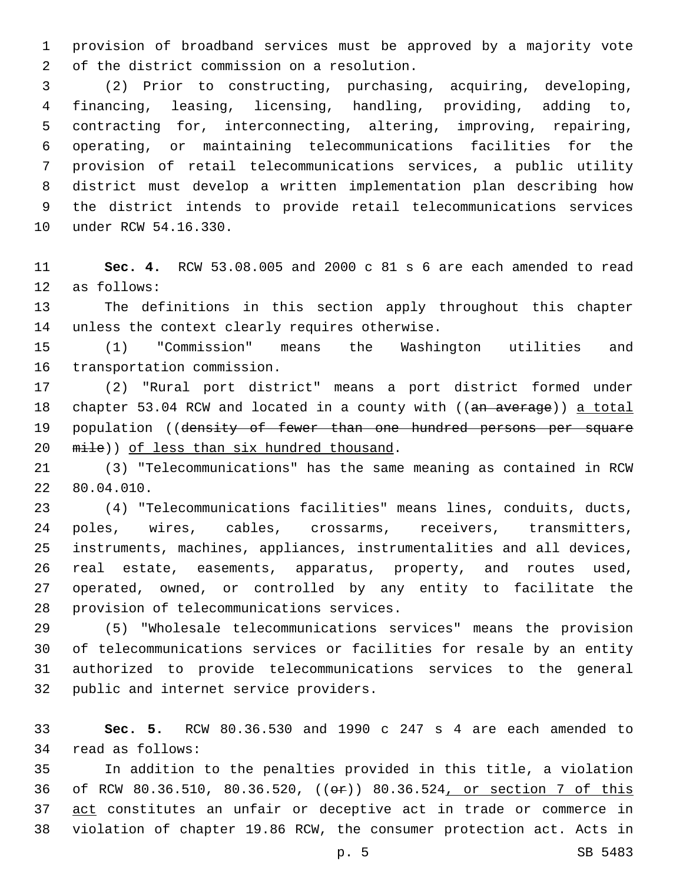provision of broadband services must be approved by a majority vote of the district commission on a resolution.

(2) Prior to constructing, purchasing, acquiring, developing, financing, leasing, licensing, handling, providing, adding to, contracting for, interconnecting, altering, improving, repairing, operating, or maintaining telecommunications facilities for the provision of retail telecommunications services, a public utility district must develop a written implementation plan describing how the district intends to provide retail telecommunications services under RCW 54.16.330.

**Sec. 4.** RCW 53.08.005 and 2000 c 81 s 6 are each amended to read as follows:

The definitions in this section apply throughout this chapter unless the context clearly requires otherwise.

(1) "Commission" means the Washington utilities and transportation commission.

(2) "Rural port district" means a port district formed under chapter 53.04 RCW and located in a county with ((~~an average~~)) <u>a total</u> population ((~~density of fewer than one hundred persons per square mile~~)) <u>of less than six hundred thousand</u>.

(3) "Telecommunications" has the same meaning as contained in RCW 80.04.010.

(4) "Telecommunications facilities" means lines, conduits, ducts, poles, wires, cables, crossarms, receivers, transmitters, instruments, machines, appliances, instrumentalities and all devices, real estate, easements, apparatus, property, and routes used, operated, owned, or controlled by any entity to facilitate the provision of telecommunications services.

(5) "Wholesale telecommunications services" means the provision of telecommunications services or facilities for resale by an entity authorized to provide telecommunications services to the general public and internet service providers.

**Sec. 5.** RCW 80.36.530 and 1990 c 247 s 4 are each amended to read as follows:

In addition to the penalties provided in this title, a violation of RCW 80.36.510, 80.36.520, ((~~or~~)) 80.36.524<u>, or section 7 of this act</u> constitutes an unfair or deceptive act in trade or commerce in violation of chapter 19.86 RCW, the consumer protection act. Acts in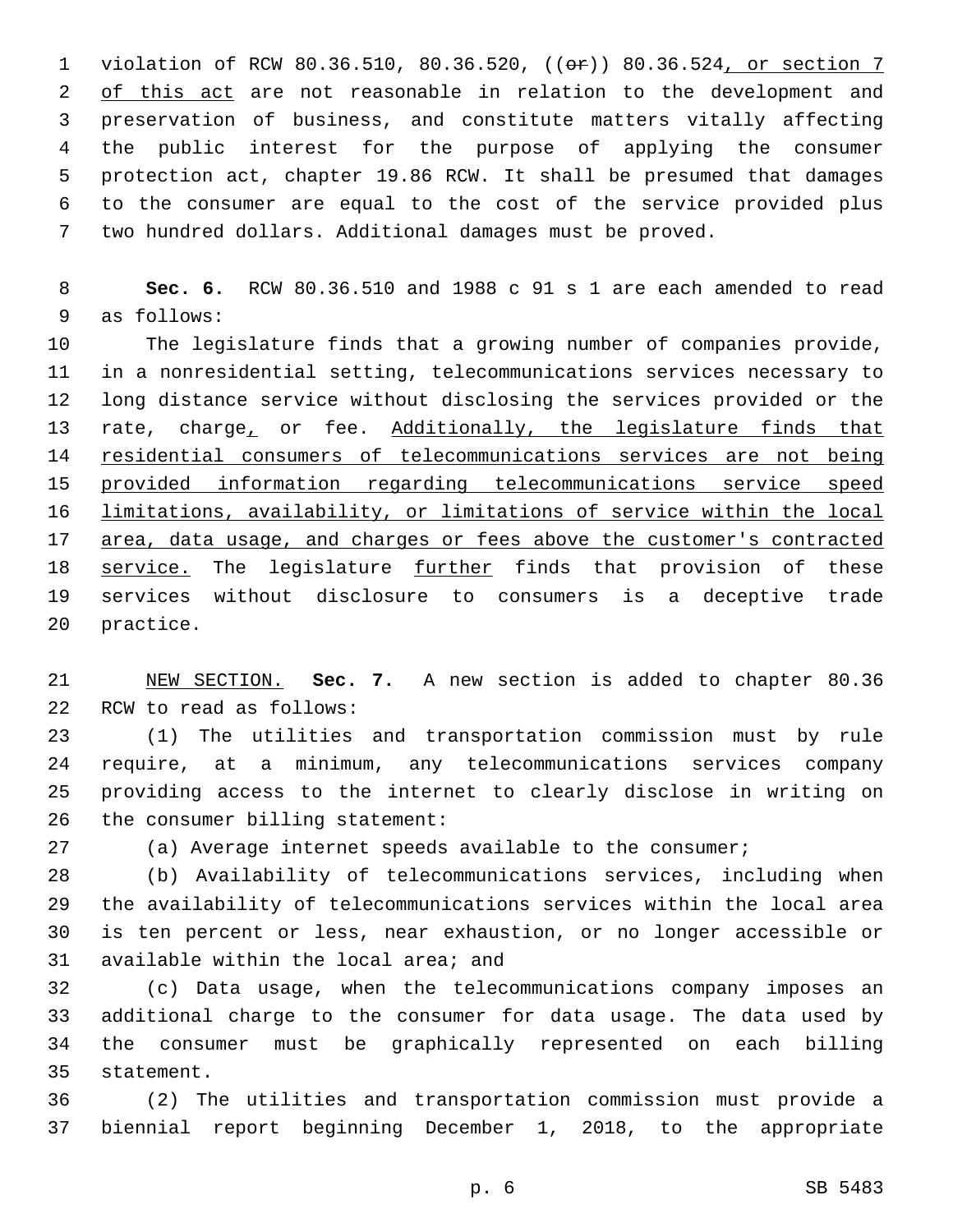violation of RCW 80.36.510, 80.36.520, ((~~or~~)) 80.36.524, or section 7 of this act are not reasonable in relation to the development and preservation of business, and constitute matters vitally affecting the public interest for the purpose of applying the consumer protection act, chapter 19.86 RCW. It shall be presumed that damages to the consumer are equal to the cost of the service provided plus two hundred dollars. Additional damages must be proved.

**Sec. 6.** RCW 80.36.510 and 1988 c 91 s 1 are each amended to read as follows:

The legislature finds that a growing number of companies provide, in a nonresidential setting, telecommunications services necessary to long distance service without disclosing the services provided or the rate, charge, or fee. Additionally, the legislature finds that residential consumers of telecommunications services are not being provided information regarding telecommunications service speed limitations, availability, or limitations of service within the local area, data usage, and charges or fees above the customer's contracted service. The legislature further finds that provision of these services without disclosure to consumers is a deceptive trade practice.

NEW SECTION. **Sec. 7.** A new section is added to chapter 80.36 RCW to read as follows:

(1) The utilities and transportation commission must by rule require, at a minimum, any telecommunications services company providing access to the internet to clearly disclose in writing on the consumer billing statement:

(a) Average internet speeds available to the consumer;

(b) Availability of telecommunications services, including when the availability of telecommunications services within the local area is ten percent or less, near exhaustion, or no longer accessible or available within the local area; and

(c) Data usage, when the telecommunications company imposes an additional charge to the consumer for data usage. The data used by the consumer must be graphically represented on each billing statement.

(2) The utilities and transportation commission must provide a biennial report beginning December 1, 2018, to the appropriate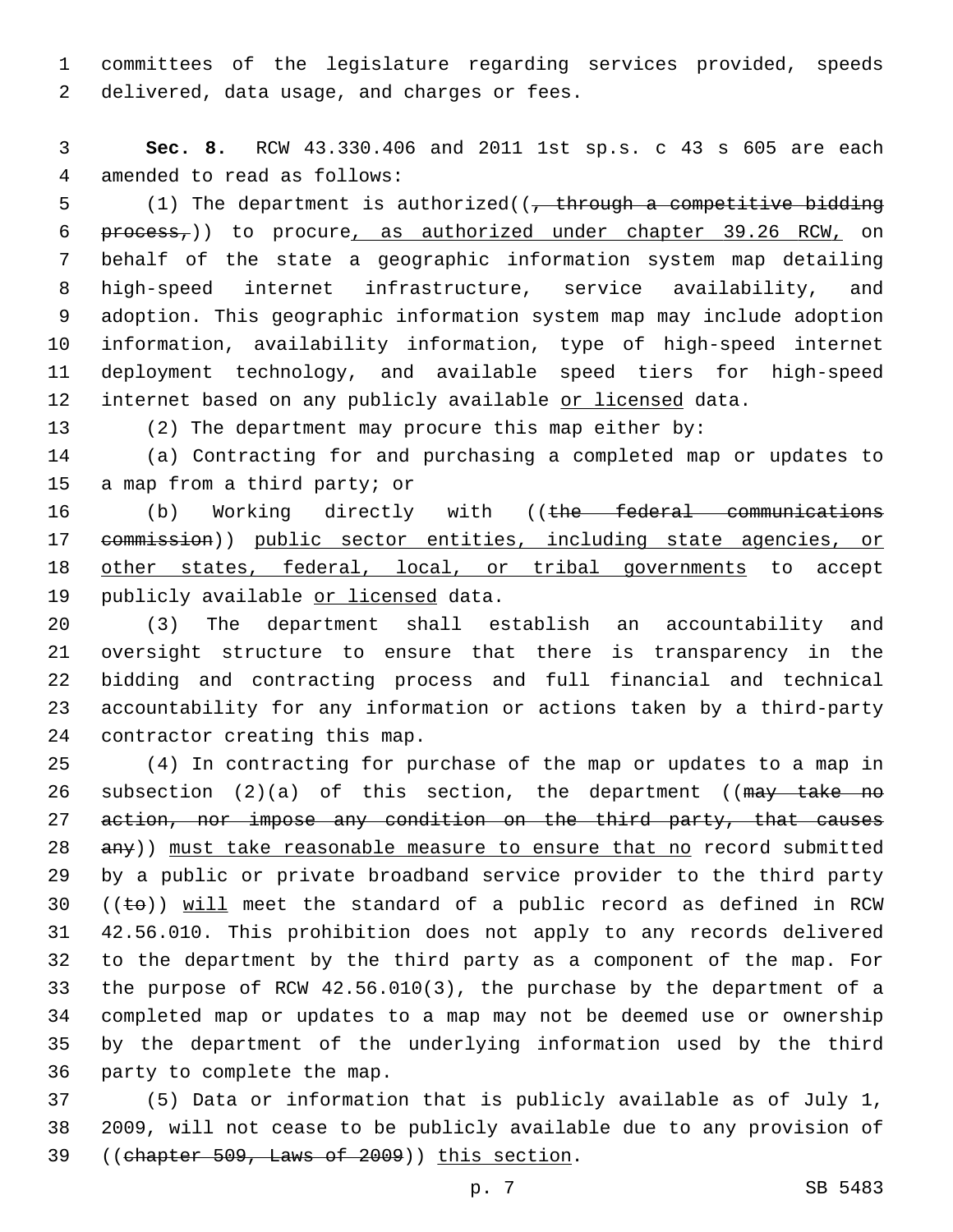committees of the legislature regarding services provided, speeds delivered, data usage, and charges or fees.

**Sec. 8.** RCW 43.330.406 and 2011 1st sp.s. c 43 s 605 are each amended to read as follows:

(1) The department is authorized((~~, through a competitive bidding process,~~)) to procure<u>, as authorized under chapter 39.26 RCW,</u> on behalf of the state a geographic information system map detailing high-speed internet infrastructure, service availability, and adoption. This geographic information system map may include adoption information, availability information, type of high-speed internet deployment technology, and available speed tiers for high-speed internet based on any publicly available <u>or licensed</u> data.

(2) The department may procure this map either by:

(a) Contracting for and purchasing a completed map or updates to a map from a third party; or

(b) Working directly with ((~~the federal communications commission~~)) <u>public sector entities, including state agencies, or other states, federal, local, or tribal governments</u> to accept publicly available <u>or licensed</u> data.

(3) The department shall establish an accountability and oversight structure to ensure that there is transparency in the bidding and contracting process and full financial and technical accountability for any information or actions taken by a third-party contractor creating this map.

(4) In contracting for purchase of the map or updates to a map in subsection (2)(a) of this section, the department ((~~may take no action, nor impose any condition on the third party, that causes any~~)) <u>must take reasonable measure to ensure that no</u> record submitted by a public or private broadband service provider to the third party ((~~to~~)) <u>will</u> meet the standard of a public record as defined in RCW 42.56.010. This prohibition does not apply to any records delivered to the department by the third party as a component of the map. For the purpose of RCW 42.56.010(3), the purchase by the department of a completed map or updates to a map may not be deemed use or ownership by the department of the underlying information used by the third party to complete the map.

(5) Data or information that is publicly available as of July 1, 2009, will not cease to be publicly available due to any provision of ((~~chapter 509, Laws of 2009~~)) <u>this section</u>.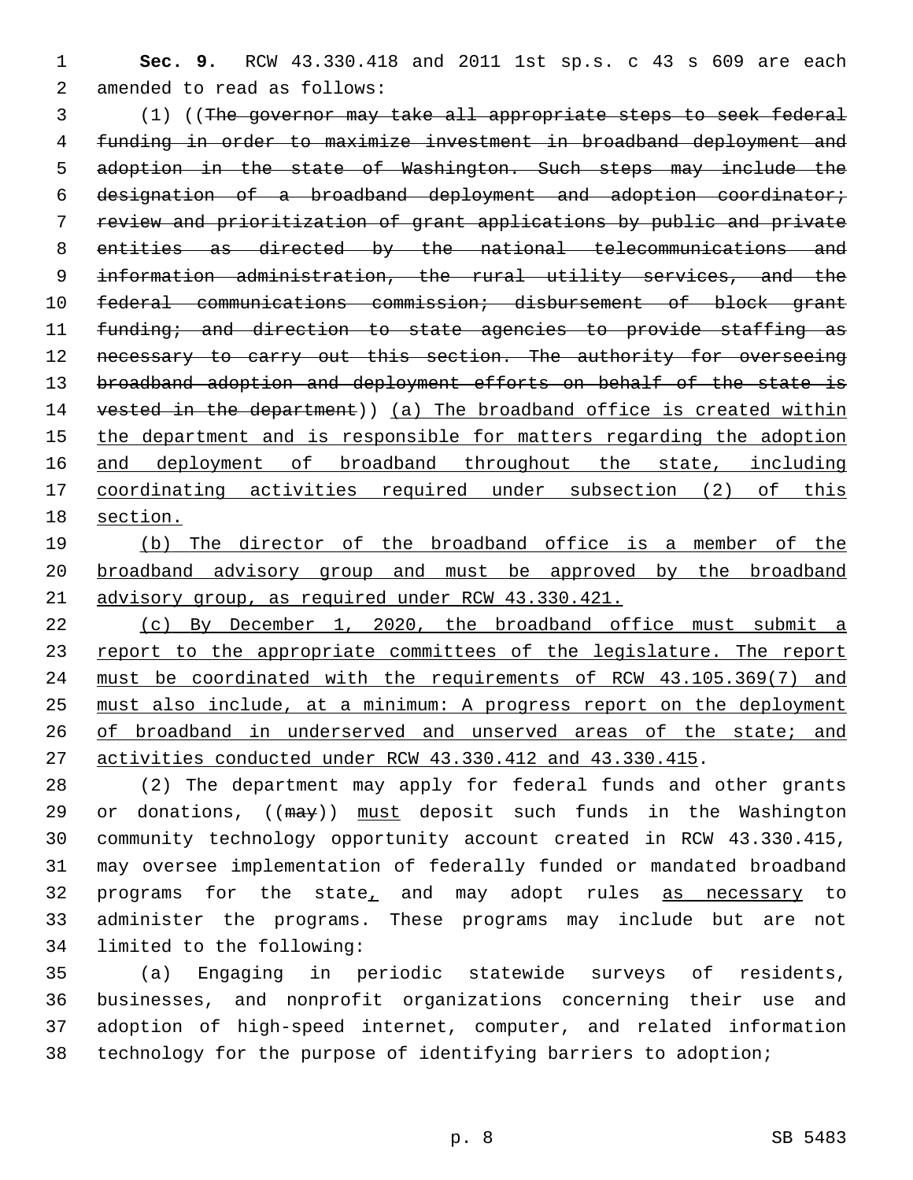**Sec. 9.** RCW 43.330.418 and 2011 1st sp.s. c 43 s 609 are each amended to read as follows:

(1) ((~~The governor may take all appropriate steps to seek federal funding in order to maximize investment in broadband deployment and adoption in the state of Washington. Such steps may include the designation of a broadband deployment and adoption coordinator; review and prioritization of grant applications by public and private entities as directed by the national telecommunications and information administration, the rural utility services, and the federal communications commission; disbursement of block grant funding; and direction to state agencies to provide staffing as necessary to carry out this section. The authority for overseeing broadband adoption and deployment efforts on behalf of the state is vested in the department~~)) <u>(a) The broadband office is created within the department and is responsible for matters regarding the adoption and deployment of broadband throughout the state, including coordinating activities required under subsection (2) of this section.</u>

<u>(b) The director of the broadband office is a member of the broadband advisory group and must be approved by the broadband advisory group, as required under RCW 43.330.421.</u>

<u>(c) By December 1, 2020, the broadband office must submit a report to the appropriate committees of the legislature. The report must be coordinated with the requirements of RCW 43.105.369(7) and must also include, at a minimum: A progress report on the deployment of broadband in underserved and unserved areas of the state; and activities conducted under RCW 43.330.412 and 43.330.415</u>.

(2) The department may apply for federal funds and other grants or donations, ((~~may~~)) <u>must</u> deposit such funds in the Washington community technology opportunity account created in RCW 43.330.415, may oversee implementation of federally funded or mandated broadband programs for the state<u>,</u> and may adopt rules <u>as necessary</u> to administer the programs. These programs may include but are not limited to the following:

(a) Engaging in periodic statewide surveys of residents, businesses, and nonprofit organizations concerning their use and adoption of high-speed internet, computer, and related information technology for the purpose of identifying barriers to adoption;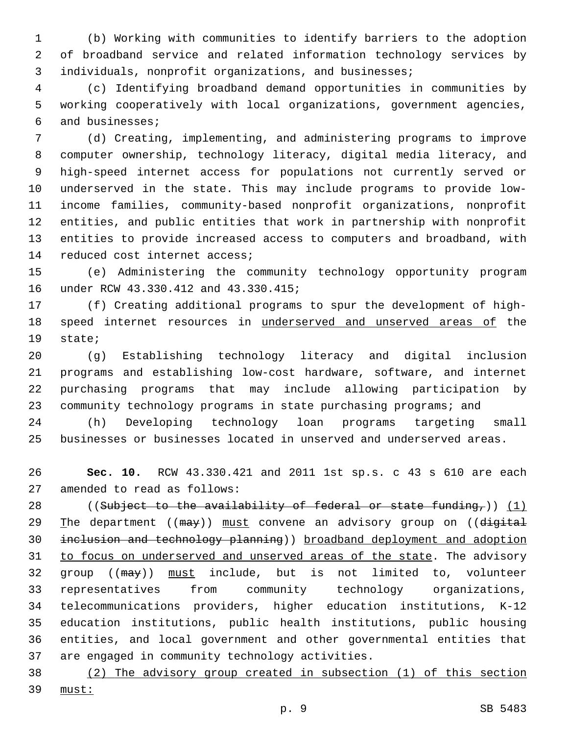(b) Working with communities to identify barriers to the adoption of broadband service and related information technology services by individuals, nonprofit organizations, and businesses;

(c) Identifying broadband demand opportunities in communities by working cooperatively with local organizations, government agencies, and businesses;

(d) Creating, implementing, and administering programs to improve computer ownership, technology literacy, digital media literacy, and high-speed internet access for populations not currently served or underserved in the state. This may include programs to provide low-income families, community-based nonprofit organizations, nonprofit entities, and public entities that work in partnership with nonprofit entities to provide increased access to computers and broadband, with reduced cost internet access;

(e) Administering the community technology opportunity program under RCW 43.330.412 and 43.330.415;

(f) Creating additional programs to spur the development of high-speed internet resources in <u>underserved and unserved areas of</u> the state;

(g) Establishing technology literacy and digital inclusion programs and establishing low-cost hardware, software, and internet purchasing programs that may include allowing participation by community technology programs in state purchasing programs; and

(h) Developing technology loan programs targeting small businesses or businesses located in unserved and underserved areas.

**Sec. 10.** RCW 43.330.421 and 2011 1st sp.s. c 43 s 610 are each amended to read as follows:

((~~Subject to the availability of federal or state funding,~~)) <u>(1)</u> <u>T</u>he department ((~~may~~)) <u>must</u> convene an advisory group on ((~~digital inclusion and technology planning~~)) <u>broadband deployment and adoption to focus on underserved and unserved areas of the state</u>. The advisory group ((~~may~~)) <u>must</u> include, but is not limited to, volunteer representatives from community technology organizations, telecommunications providers, higher education institutions, K-12 education institutions, public health institutions, public housing entities, and local government and other governmental entities that are engaged in community technology activities.

<u>(2) The advisory group created in subsection (1) of this section must:</u>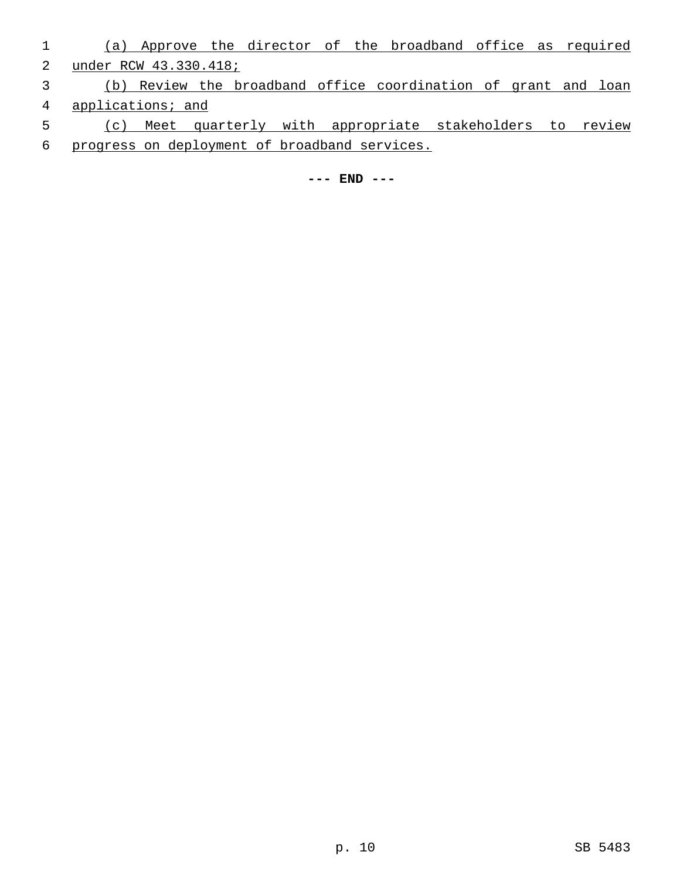(a) Approve the director of the broadband office as required under RCW 43.330.418;

(b) Review the broadband office coordination of grant and loan applications; and

(c) Meet quarterly with appropriate stakeholders to review progress on deployment of broadband services.

**--- END ---**